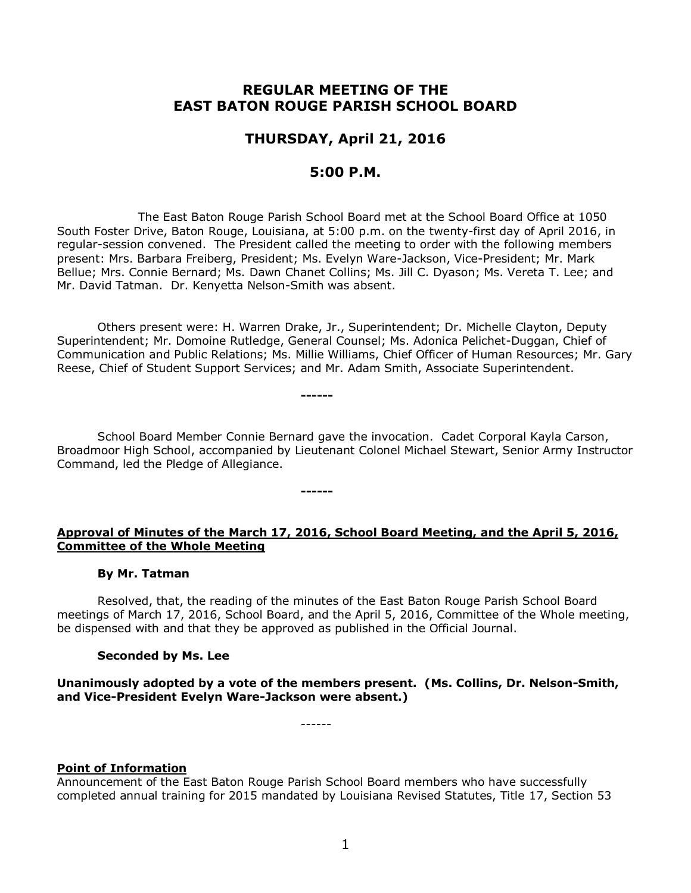# REGULAR MEETING OF THE EAST BATON ROUGE PARISH SCHOOL BOARD

## THURSDAY, April 21, 2016

## 5:00 P.M.

The East Baton Rouge Parish School Board met at the School Board Office at 1050 South Foster Drive, Baton Rouge, Louisiana, at 5:00 p.m. on the twenty-first day of April 2016, in regular-session convened. The President called the meeting to order with the following members present: Mrs. Barbara Freiberg, President; Ms. Evelyn Ware-Jackson, Vice-President; Mr. Mark Bellue; Mrs. Connie Bernard; Ms. Dawn Chanet Collins; Ms. Jill C. Dyason; Ms. Vereta T. Lee; and Mr. David Tatman. Dr. Kenyetta Nelson-Smith was absent.

Others present were: H. Warren Drake, Jr., Superintendent; Dr. Michelle Clayton, Deputy Superintendent; Mr. Domoine Rutledge, General Counsel; Ms. Adonica Pelichet-Duggan, Chief of Communication and Public Relations; Ms. Millie Williams, Chief Officer of Human Resources; Mr. Gary Reese, Chief of Student Support Services; and Mr. Adam Smith, Associate Superintendent.

------

School Board Member Connie Bernard gave the invocation. Cadet Corporal Kayla Carson, Broadmoor High School, accompanied by Lieutenant Colonel Michael Stewart, Senior Army Instructor Command, led the Pledge of Allegiance.

------

**Approval of Minutes of the March 17, 2016, School Board Meeting, and the April 5, 2016, Committee of the Whole Meeting**

**By Mr. Tatman**

Resolved, that, the reading of the minutes of the East Baton Rouge Parish School Board meetings of March 17, 2016, School Board, and the April 5, 2016, Committee of the Whole meeting, be dispensed with and that they be approved as published in the Official Journal.

**Seconded by Ms. Lee**

**Unanimously adopted by a vote of the members present. (Ms. Collins, Dr. Nelson-Smith, and Vice-President Evelyn Ware-Jackson were absent.)**

------

**Point of Information**

Announcement of the East Baton Rouge Parish School Board members who have successfully completed annual training for 2015 mandated by Louisiana Revised Statutes, Title 17, Section 53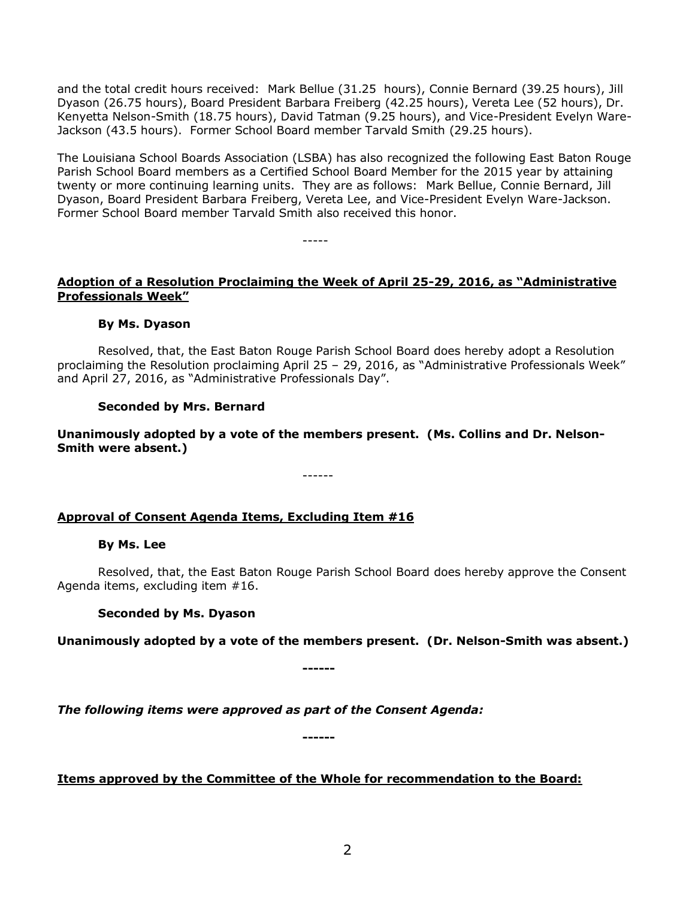and the total credit hours received: Mark Bellue (31.25 hours), Connie Bernard (39.25 hours), Jill Dyason (26.75 hours), Board President Barbara Freiberg (42.25 hours), Vereta Lee (52 hours), Dr. Kenyetta Nelson-Smith (18.75 hours), David Tatman (9.25 hours), and Vice-President Evelyn Ware-Jackson (43.5 hours). Former School Board member Tarvald Smith (29.25 hours).

The Louisiana School Boards Association (LSBA) has also recognized the following East Baton Rouge Parish School Board members as a Certified School Board Member for the 2015 year by attaining twenty or more continuing learning units. They are as follows: Mark Bellue, Connie Bernard, Jill Dyason, Board President Barbara Freiberg, Vereta Lee, and Vice-President Evelyn Ware-Jackson. Former School Board member Tarvald Smith also received this honor.

-----

**Adoption of a Resolution Proclaiming the Week of April 25-29, 2016, as "Administrative Professionals Week"**

**By Ms. Dyason**

Resolved, that, the East Baton Rouge Parish School Board does hereby adopt a Resolution proclaiming the Resolution proclaiming April 25 – 29, 2016, as "Administrative Professionals Week" and April 27, 2016, as "Administrative Professionals Day".

**Seconded by Mrs. Bernard**

**Unanimously adopted by a vote of the members present. (Ms. Collins and Dr. Nelson-Smith were absent.)**

------

**Approval of Consent Agenda Items, Excluding Item #16**

**By Ms. Lee**

Resolved, that, the East Baton Rouge Parish School Board does hereby approve the Consent Agenda items, excluding item #16.

**Seconded by Ms. Dyason**

**Unanimously adopted by a vote of the members present. (Dr. Nelson-Smith was absent.)**

------

***The following items were approved as part of the Consent Agenda:***

------

**Items approved by the Committee of the Whole for recommendation to the Board:**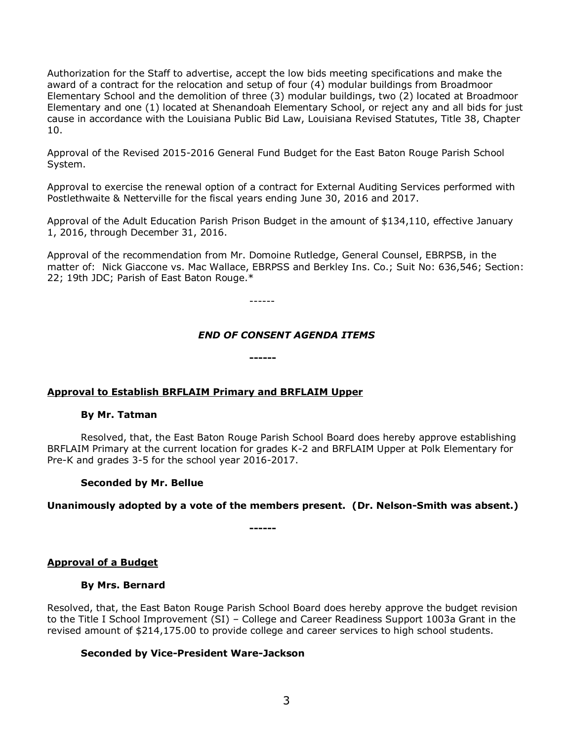Authorization for the Staff to advertise, accept the low bids meeting specifications and make the award of a contract for the relocation and setup of four (4) modular buildings from Broadmoor Elementary School and the demolition of three (3) modular buildings, two (2) located at Broadmoor Elementary and one (1) located at Shenandoah Elementary School, or reject any and all bids for just cause in accordance with the Louisiana Public Bid Law, Louisiana Revised Statutes, Title 38, Chapter 10.

Approval of the Revised 2015-2016 General Fund Budget for the East Baton Rouge Parish School System.

Approval to exercise the renewal option of a contract for External Auditing Services performed with Postlethwaite & Netterville for the fiscal years ending June 30, 2016 and 2017.

Approval of the Adult Education Parish Prison Budget in the amount of $134,110, effective January 1, 2016, through December 31, 2016.

Approval of the recommendation from Mr. Domoine Rutledge, General Counsel, EBRPSB, in the matter of: Nick Giaccone vs. Mac Wallace, EBRPSS and Berkley Ins. Co.; Suit No: 636,546; Section: 22; 19th JDC; Parish of East Baton Rouge.*

------

***END OF CONSENT AGENDA ITEMS***

**------**

**Approval to Establish BRFLAIM Primary and BRFLAIM Upper**

**By Mr. Tatman**

Resolved, that, the East Baton Rouge Parish School Board does hereby approve establishing BRFLAIM Primary at the current location for grades K-2 and BRFLAIM Upper at Polk Elementary for Pre-K and grades 3-5 for the school year 2016-2017.

**Seconded by Mr. Bellue**

**Unanimously adopted by a vote of the members present. (Dr. Nelson-Smith was absent.)**

**------**

**Approval of a Budget**

**By Mrs. Bernard**

Resolved, that, the East Baton Rouge Parish School Board does hereby approve the budget revision to the Title I School Improvement (SI) – College and Career Readiness Support 1003a Grant in the revised amount of $214,175.00 to provide college and career services to high school students.

**Seconded by Vice-President Ware-Jackson**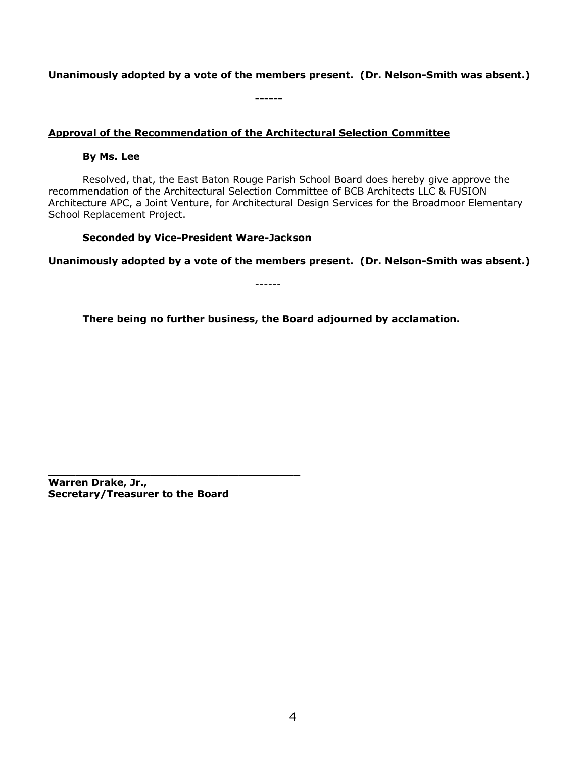**Unanimously adopted by a vote of the members present. (Dr. Nelson-Smith was absent.)**

**------**

**<u>Approval of the Recommendation of the Architectural Selection Committee</u>**

**By Ms. Lee**

Resolved, that, the East Baton Rouge Parish School Board does hereby give approve the recommendation of the Architectural Selection Committee of BCB Architects LLC & FUSION Architecture APC, a Joint Venture, for Architectural Design Services for the Broadmoor Elementary School Replacement Project.

**Seconded by Vice-President Ware-Jackson**

**Unanimously adopted by a vote of the members present. (Dr. Nelson-Smith was absent.)**

------

**There being no further business, the Board adjourned by acclamation.**

**______________________________________**
**Warren Drake, Jr.,**
**Secretary/Treasurer to the Board**